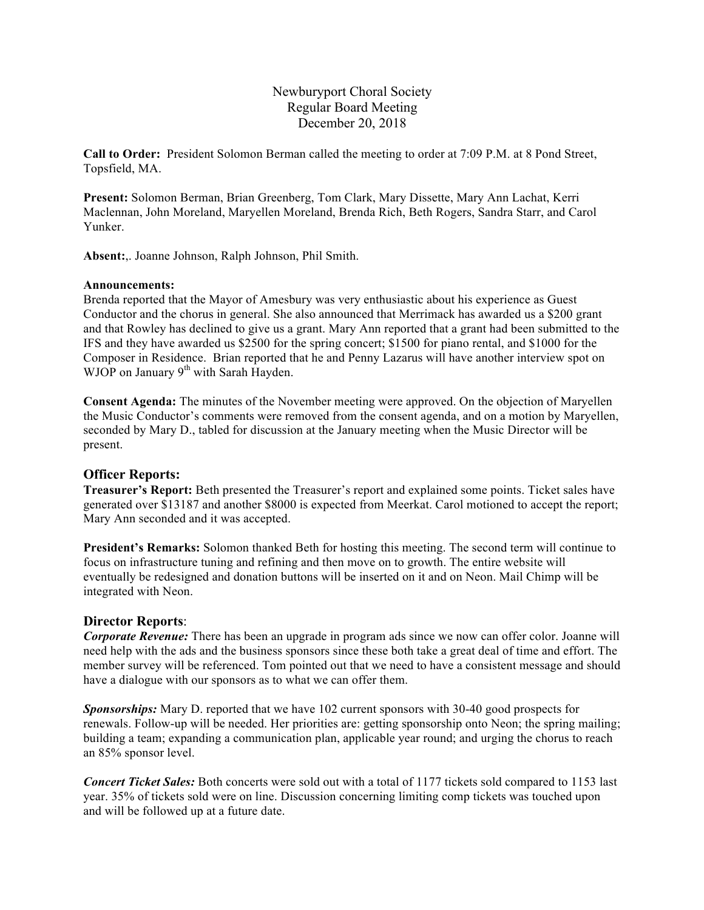# Newburyport Choral Society
## Regular Board Meeting
## December 20, 2018

**Call to Order:** President Solomon Berman called the meeting to order at 7:09 P.M. at 8 Pond Street, Topsfield, MA.

**Present:** Solomon Berman, Brian Greenberg, Tom Clark, Mary Dissette, Mary Ann Lachat, Kerri Maclennan, John Moreland, Maryellen Moreland, Brenda Rich, Beth Rogers, Sandra Starr, and Carol Yunker.

**Absent:**,. Joanne Johnson, Ralph Johnson, Phil Smith.

**Announcements:**
Brenda reported that the Mayor of Amesbury was very enthusiastic about his experience as Guest Conductor and the chorus in general. She also announced that Merrimack has awarded us a $200 grant and that Rowley has declined to give us a grant. Mary Ann reported that a grant had been submitted to the IFS and they have awarded us $2500 for the spring concert; $1500 for piano rental, and $1000 for the Composer in Residence. Brian reported that he and Penny Lazarus will have another interview spot on WJOP on January 9th with Sarah Hayden.

**Consent Agenda:** The minutes of the November meeting were approved. On the objection of Maryellen the Music Conductor's comments were removed from the consent agenda, and on a motion by Maryellen, seconded by Mary D., tabled for discussion at the January meeting when the Music Director will be present.

## Officer Reports:

**Treasurer's Report:** Beth presented the Treasurer's report and explained some points. Ticket sales have generated over $13187 and another $8000 is expected from Meerkat. Carol motioned to accept the report; Mary Ann seconded and it was accepted.

**President's Remarks:** Solomon thanked Beth for hosting this meeting. The second term will continue to focus on infrastructure tuning and refining and then move on to growth. The entire website will eventually be redesigned and donation buttons will be inserted on it and on Neon. Mail Chimp will be integrated with Neon.

## Director Reports:

***Corporate Revenue:*** There has been an upgrade in program ads since we now can offer color. Joanne will need help with the ads and the business sponsors since these both take a great deal of time and effort. The member survey will be referenced. Tom pointed out that we need to have a consistent message and should have a dialogue with our sponsors as to what we can offer them.

***Sponsorships:*** Mary D. reported that we have 102 current sponsors with 30-40 good prospects for renewals. Follow-up will be needed. Her priorities are: getting sponsorship onto Neon; the spring mailing; building a team; expanding a communication plan, applicable year round; and urging the chorus to reach an 85% sponsor level.

***Concert Ticket Sales:*** Both concerts were sold out with a total of 1177 tickets sold compared to 1153 last year. 35% of tickets sold were on line. Discussion concerning limiting comp tickets was touched upon and will be followed up at a future date.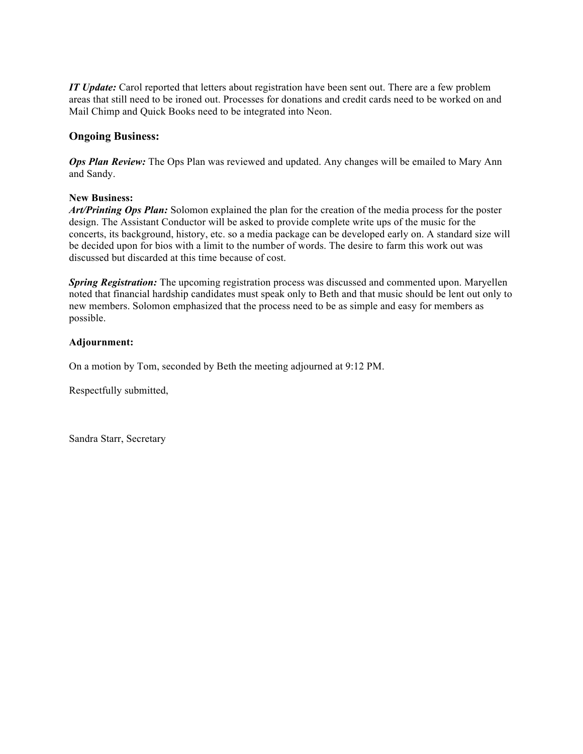***IT Update:*** Carol reported that letters about registration have been sent out. There are a few problem areas that still need to be ironed out. Processes for donations and credit cards need to be worked on and Mail Chimp and Quick Books need to be integrated into Neon.

## Ongoing Business:

***Ops Plan Review:*** The Ops Plan was reviewed and updated. Any changes will be emailed to Mary Ann and Sandy.

**New Business:**

***Art/Printing Ops Plan:*** Solomon explained the plan for the creation of the media process for the poster design. The Assistant Conductor will be asked to provide complete write ups of the music for the concerts, its background, history, etc. so a media package can be developed early on. A standard size will be decided upon for bios with a limit to the number of words. The desire to farm this work out was discussed but discarded at this time because of cost.

***Spring Registration:*** The upcoming registration process was discussed and commented upon. Maryellen noted that financial hardship candidates must speak only to Beth and that music should be lent out only to new members. Solomon emphasized that the process need to be as simple and easy for members as possible.

**Adjournment:**

On a motion by Tom, seconded by Beth the meeting adjourned at 9:12 PM.

Respectfully submitted,

Sandra Starr, Secretary